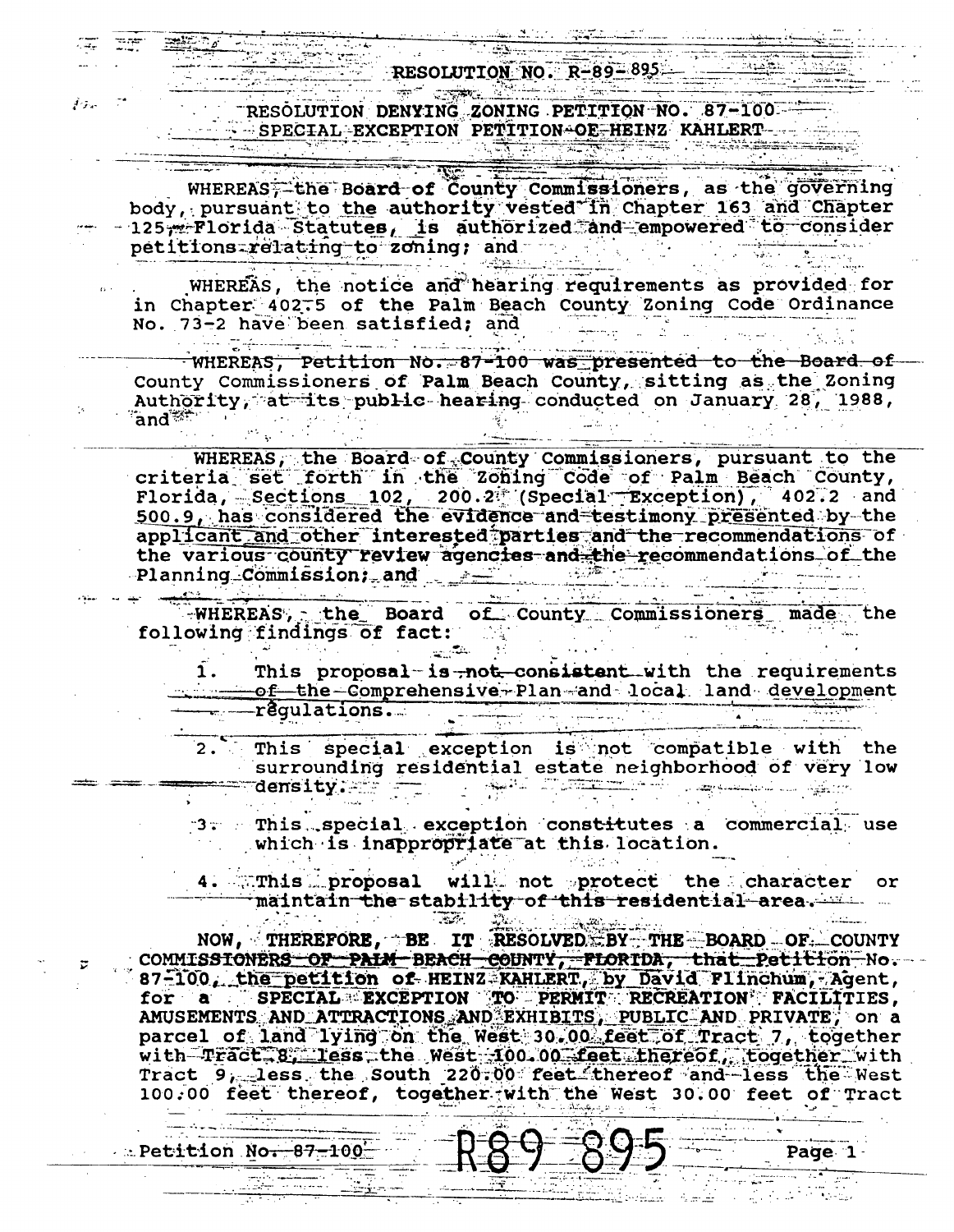# RESOLUTION NO. R-89-895

## RESOLUTION DENYING ZONING PETITION NO. 87-100 SPECIAL EXCEPTION PETITION OF HEINZ KAHLERT

WHEREAS, the Board of County Commissioners, as the governing body, pursuant to the authority vested in Chapter 163 and Chapter 125, Florida Statutes, is authorized and empowered to consider petitions relating to zoning; and

WHEREAS, the notice and hearing requirements as provided for in Chapter 402.5 of the Palm Beach County Zoning Code Ordinance No. 73-2 have been satisfied; and

WHEREAS, Petition No. 87-100 was presented to the Board of County Commissioners of Palm Beach County, sitting as the Zoning Authority, at its public hearing conducted on January 28, 1988, and

WHEREAS, the Board of County Commissioners, pursuant to the criteria set forth in the Zoning Code of Palm Beach County, Florida, Sections 102, 200.2 (Special Exception), 402.2 and 500.9, has considered the evidence and testimony presented by the applicant and other interested parties and the recommendations of the various county review agencies and the recommendations of the Planning Commission; and

WHEREAS, the Board of County Commissioners made the following findings of fact:

1. This proposal is not consistent with the requirements of the Comprehensive Plan and local land development regulations.

2. This special exception is not compatible with the surrounding residential estate neighborhood of very low density.

3. This special exception constitutes a commercial use which is inappropriate at this location.

4. This proposal will not protect the character or maintain the stability of this residential area.

NOW, THEREFORE, BE IT RESOLVED BY THE BOARD OF COUNTY COMMISSIONERS OF PALM BEACH COUNTY, FLORIDA, that Petition No. 87-100, the petition of HEINZ KAHLERT, by David Flinchum, Agent, for a SPECIAL EXCEPTION TO PERMIT RECREATION FACILITIES, AMUSEMENTS AND ATTRACTIONS AND EXHIBITS, PUBLIC AND PRIVATE, on a parcel of land lying on the West 30.00 feet of Tract 7, together with Tract 8, less the West 100.00 feet thereof, together with Tract 9, less the South 220.00 feet thereof and less the West 100.00 feet thereof, together with the West 30.00 feet of Tract

Petition No. 87-100 R89 895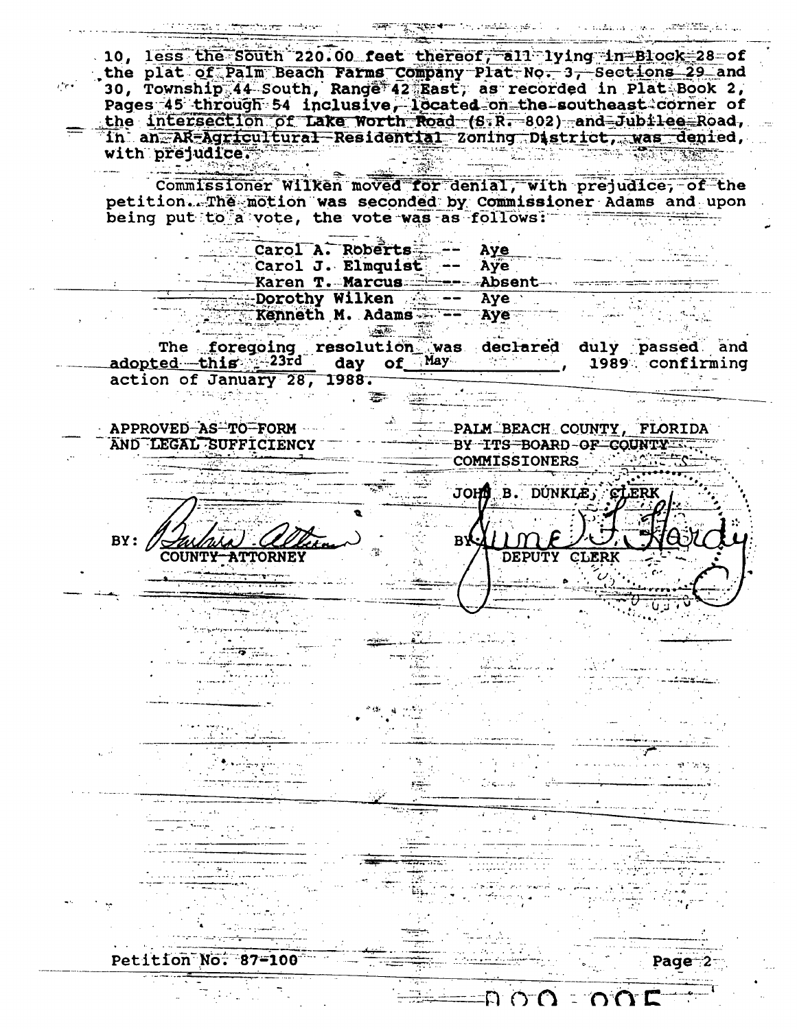10, less the South 220.00 feet thereof, all lying in Block 28 of the plat of Palm Beach Farms Company Plat No. 3, Sections 29 and 30, Township 44 South, Range 42 East, as recorded in Plat Book 2, Pages 45 through 54 inclusive, located on the southeast corner of the intersection of Lake Worth Road (S.R. 802) and Jubilee Road, in an AR-Agricultural Residential Zoning District, was denied, with prejudice.

Commissioner Wilken moved for denial, with prejudice, of the petition. The motion was seconded by Commissioner Adams and upon being put to a vote, the vote was as follows:

| | | |
|---|---|---|
| Carol A. Roberts | -- | Aye |
| Carol J. Elmquist | -- | Aye |
| Karen T. Marcus | -- | Absent |
| Dorothy Wilken | -- | Aye |
| Kenneth M. Adams | -- | Aye |

The foregoing resolution was declared duly passed and adopted this 23rd day of May, 1989 confirming action of January 28, 1988.

APPROVED AS TO FORM AND LEGAL SUFFICIENCY

BY: COUNTY ATTORNEY

PALM BEACH COUNTY, FLORIDA BY ITS BOARD OF COUNTY COMMISSIONERS

JOHN B. DUNKLE, CLERK

BY: DEPUTY CLERK

Petition No. 87-100